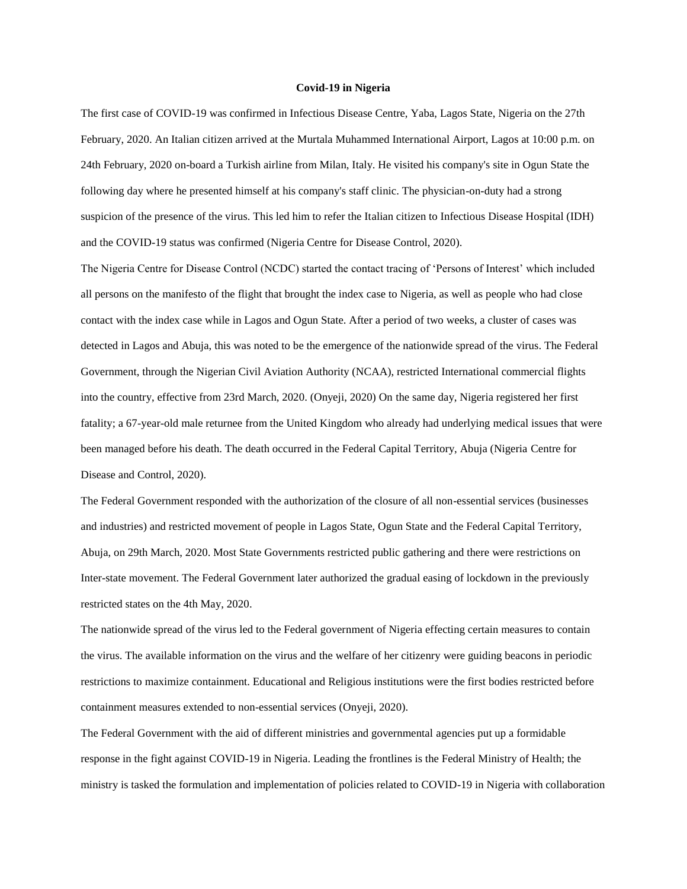# Covid-19 in Nigeria

The first case of COVID-19 was confirmed in Infectious Disease Centre, Yaba, Lagos State, Nigeria on the 27th February, 2020. An Italian citizen arrived at the Murtala Muhammed International Airport, Lagos at 10:00 p.m. on 24th February, 2020 on-board a Turkish airline from Milan, Italy. He visited his company's site in Ogun State the following day where he presented himself at his company's staff clinic. The physician-on-duty had a strong suspicion of the presence of the virus. This led him to refer the Italian citizen to Infectious Disease Hospital (IDH) and the COVID-19 status was confirmed (Nigeria Centre for Disease Control, 2020).

The Nigeria Centre for Disease Control (NCDC) started the contact tracing of 'Persons of Interest' which included all persons on the manifesto of the flight that brought the index case to Nigeria, as well as people who had close contact with the index case while in Lagos and Ogun State. After a period of two weeks, a cluster of cases was detected in Lagos and Abuja, this was noted to be the emergence of the nationwide spread of the virus. The Federal Government, through the Nigerian Civil Aviation Authority (NCAA), restricted International commercial flights into the country, effective from 23rd March, 2020. (Onyeji, 2020) On the same day, Nigeria registered her first fatality; a 67-year-old male returnee from the United Kingdom who already had underlying medical issues that were been managed before his death. The death occurred in the Federal Capital Territory, Abuja (Nigeria Centre for Disease and Control, 2020).

The Federal Government responded with the authorization of the closure of all non-essential services (businesses and industries) and restricted movement of people in Lagos State, Ogun State and the Federal Capital Territory, Abuja, on 29th March, 2020. Most State Governments restricted public gathering and there were restrictions on Inter-state movement. The Federal Government later authorized the gradual easing of lockdown in the previously restricted states on the 4th May, 2020.

The nationwide spread of the virus led to the Federal government of Nigeria effecting certain measures to contain the virus. The available information on the virus and the welfare of her citizenry were guiding beacons in periodic restrictions to maximize containment. Educational and Religious institutions were the first bodies restricted before containment measures extended to non-essential services (Onyeji, 2020).

The Federal Government with the aid of different ministries and governmental agencies put up a formidable response in the fight against COVID-19 in Nigeria. Leading the frontlines is the Federal Ministry of Health; the ministry is tasked the formulation and implementation of policies related to COVID-19 in Nigeria with collaboration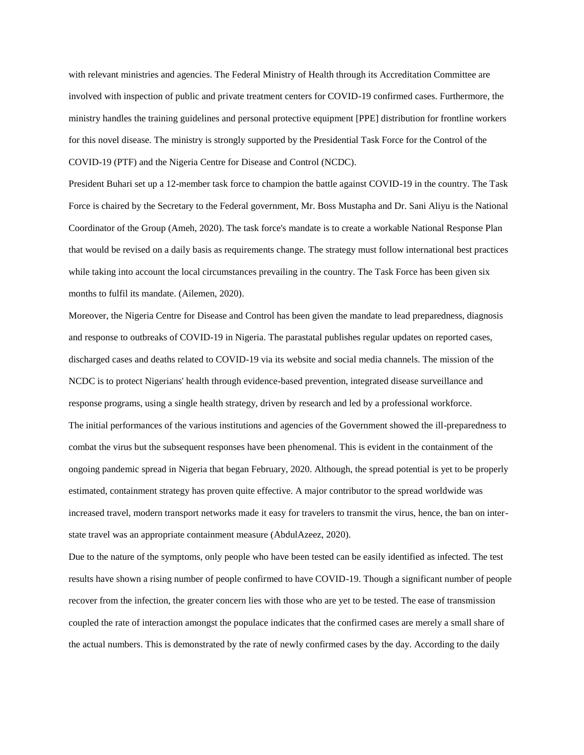with relevant ministries and agencies. The Federal Ministry of Health through its Accreditation Committee are involved with inspection of public and private treatment centers for COVID-19 confirmed cases. Furthermore, the ministry handles the training guidelines and personal protective equipment [PPE] distribution for frontline workers for this novel disease. The ministry is strongly supported by the Presidential Task Force for the Control of the COVID-19 (PTF) and the Nigeria Centre for Disease and Control (NCDC).

President Buhari set up a 12-member task force to champion the battle against COVID-19 in the country. The Task Force is chaired by the Secretary to the Federal government, Mr. Boss Mustapha and Dr. Sani Aliyu is the National Coordinator of the Group (Ameh, 2020). The task force's mandate is to create a workable National Response Plan that would be revised on a daily basis as requirements change. The strategy must follow international best practices while taking into account the local circumstances prevailing in the country. The Task Force has been given six months to fulfil its mandate. (Ailemen, 2020).

Moreover, the Nigeria Centre for Disease and Control has been given the mandate to lead preparedness, diagnosis and response to outbreaks of COVID-19 in Nigeria. The parastatal publishes regular updates on reported cases, discharged cases and deaths related to COVID-19 via its website and social media channels. The mission of the NCDC is to protect Nigerians' health through evidence-based prevention, integrated disease surveillance and response programs, using a single health strategy, driven by research and led by a professional workforce.

The initial performances of the various institutions and agencies of the Government showed the ill-preparedness to combat the virus but the subsequent responses have been phenomenal. This is evident in the containment of the ongoing pandemic spread in Nigeria that began February, 2020. Although, the spread potential is yet to be properly estimated, containment strategy has proven quite effective. A major contributor to the spread worldwide was increased travel, modern transport networks made it easy for travelers to transmit the virus, hence, the ban on inter-state travel was an appropriate containment measure (AbdulAzeez, 2020).

Due to the nature of the symptoms, only people who have been tested can be easily identified as infected. The test results have shown a rising number of people confirmed to have COVID-19. Though a significant number of people recover from the infection, the greater concern lies with those who are yet to be tested. The ease of transmission coupled the rate of interaction amongst the populace indicates that the confirmed cases are merely a small share of the actual numbers. This is demonstrated by the rate of newly confirmed cases by the day. According to the daily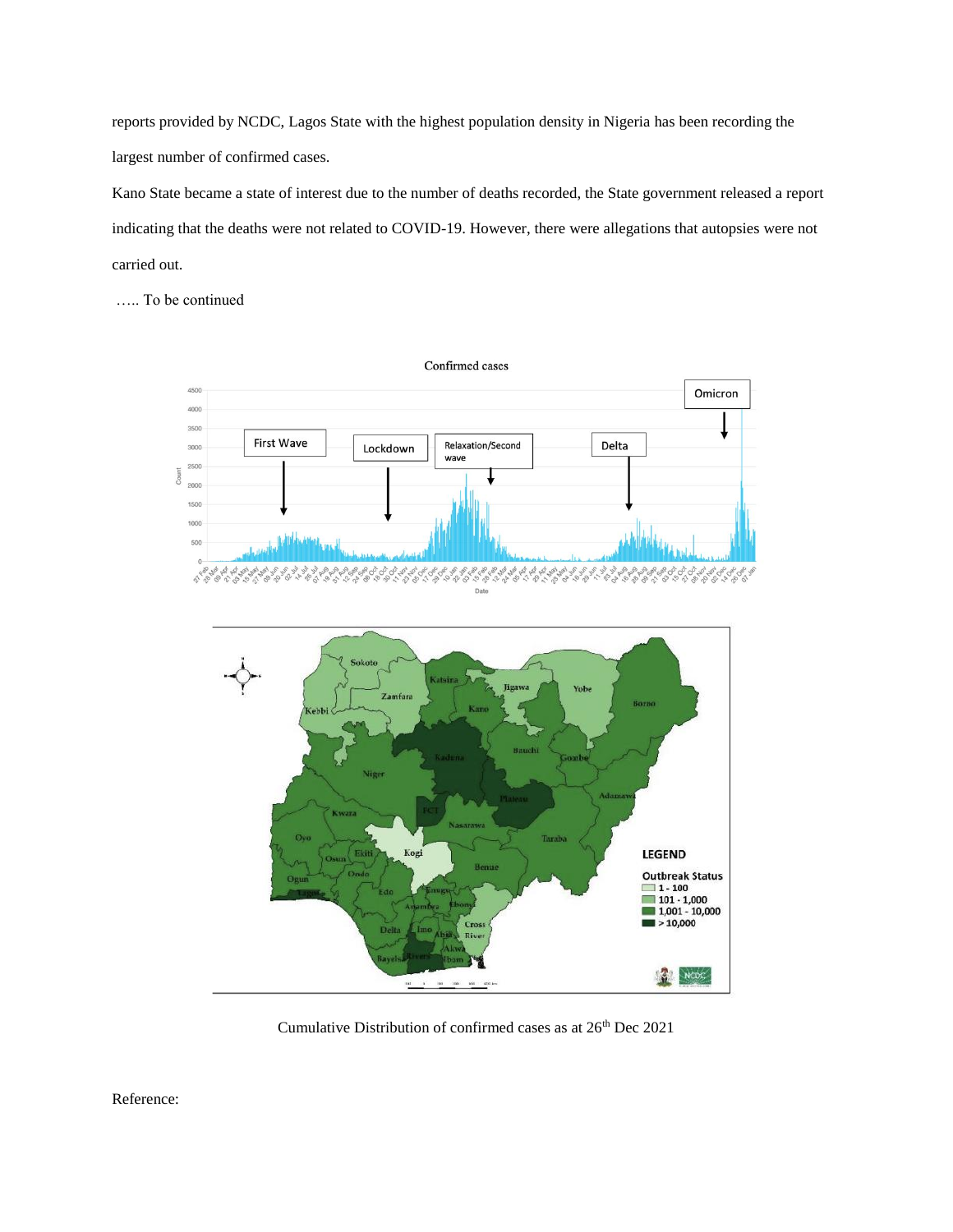reports provided by NCDC, Lagos State with the highest population density in Nigeria has been recording the largest number of confirmed cases.

Kano State became a state of interest due to the number of deaths recorded, the State government released a report indicating that the deaths were not related to COVID-19. However, there were allegations that autopsies were not carried out.

….. To be continued

Confirmed cases

First Wave

Lockdown

Relaxation/Second wave

Delta

Omicron

Count

Date

LEGEND

Outbreak Status

1 - 100

101 - 1,000

1,001 - 10,000

> 10,000

Cumulative Distribution of confirmed cases as at 26th Dec 2021

Reference: